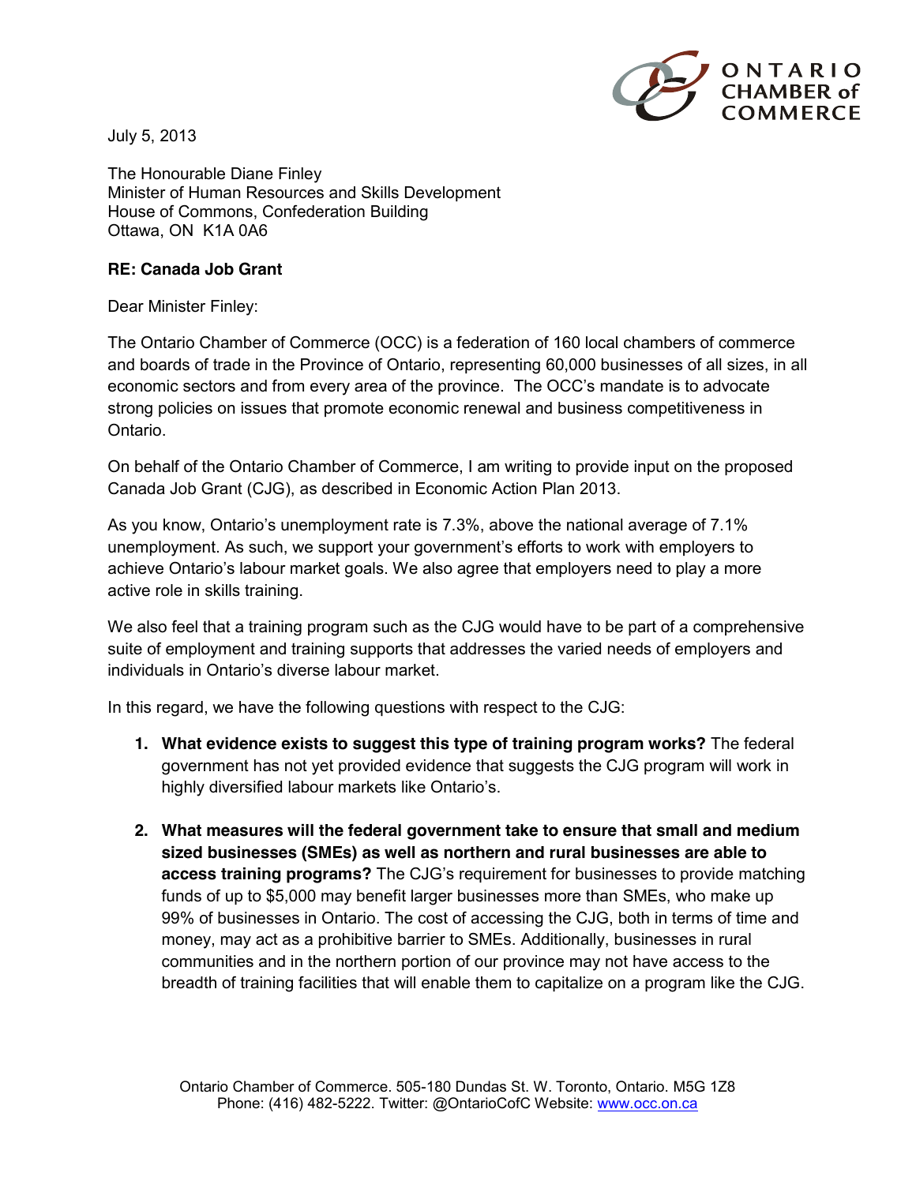ONTARIO CHAMBER of COMMERCE

July 5, 2013

The Honourable Diane Finley
Minister of Human Resources and Skills Development
House of Commons, Confederation Building
Ottawa, ON K1A 0A6

**RE: Canada Job Grant**

Dear Minister Finley:

The Ontario Chamber of Commerce (OCC) is a federation of 160 local chambers of commerce and boards of trade in the Province of Ontario, representing 60,000 businesses of all sizes, in all economic sectors and from every area of the province. The OCC's mandate is to advocate strong policies on issues that promote economic renewal and business competitiveness in Ontario.

On behalf of the Ontario Chamber of Commerce, I am writing to provide input on the proposed Canada Job Grant (CJG), as described in Economic Action Plan 2013.

As you know, Ontario's unemployment rate is 7.3%, above the national average of 7.1% unemployment. As such, we support your government's efforts to work with employers to achieve Ontario's labour market goals. We also agree that employers need to play a more active role in skills training.

We also feel that a training program such as the CJG would have to be part of a comprehensive suite of employment and training supports that addresses the varied needs of employers and individuals in Ontario's diverse labour market.

In this regard, we have the following questions with respect to the CJG:

1. **What evidence exists to suggest this type of training program works?** The federal government has not yet provided evidence that suggests the CJG program will work in highly diversified labour markets like Ontario's.

2. **What measures will the federal government take to ensure that small and medium sized businesses (SMEs) as well as northern and rural businesses are able to access training programs?** The CJG's requirement for businesses to provide matching funds of up to $5,000 may benefit larger businesses more than SMEs, who make up 99% of businesses in Ontario. The cost of accessing the CJG, both in terms of time and money, may act as a prohibitive barrier to SMEs. Additionally, businesses in rural communities and in the northern portion of our province may not have access to the breadth of training facilities that will enable them to capitalize on a program like the CJG.

Ontario Chamber of Commerce. 505-180 Dundas St. W. Toronto, Ontario. M5G 1Z8
Phone: (416) 482-5222. Twitter: @OntarioCofC Website: www.occ.on.ca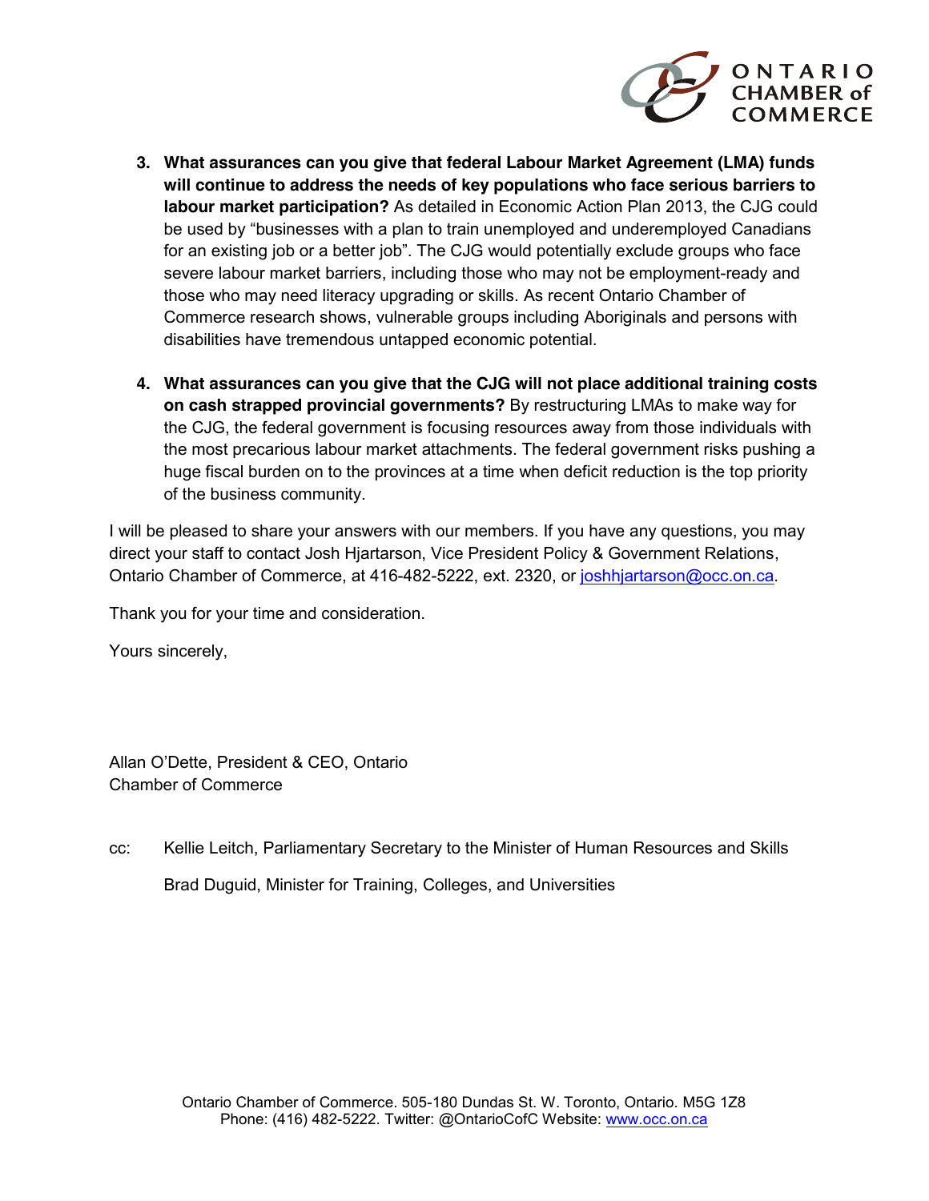3. **What assurances can you give that federal Labour Market Agreement (LMA) funds will continue to address the needs of key populations who face serious barriers to labour market participation?** As detailed in Economic Action Plan 2013, the CJG could be used by "businesses with a plan to train unemployed and underemployed Canadians for an existing job or a better job". The CJG would potentially exclude groups who face severe labour market barriers, including those who may not be employment-ready and those who may need literacy upgrading or skills. As recent Ontario Chamber of Commerce research shows, vulnerable groups including Aboriginals and persons with disabilities have tremendous untapped economic potential.

4. **What assurances can you give that the CJG will not place additional training costs on cash strapped provincial governments?** By restructuring LMAs to make way for the CJG, the federal government is focusing resources away from those individuals with the most precarious labour market attachments. The federal government risks pushing a huge fiscal burden on to the provinces at a time when deficit reduction is the top priority of the business community.

I will be pleased to share your answers with our members. If you have any questions, you may direct your staff to contact Josh Hjartarson, Vice President Policy & Government Relations, Ontario Chamber of Commerce, at 416-482-5222, ext. 2320, or joshhjartarson@occ.on.ca.

Thank you for your time and consideration.

Yours sincerely,

Allan O'Dette, President & CEO, Ontario Chamber of Commerce

cc: Kellie Leitch, Parliamentary Secretary to the Minister of Human Resources and Skills

Brad Duguid, Minister for Training, Colleges, and Universities